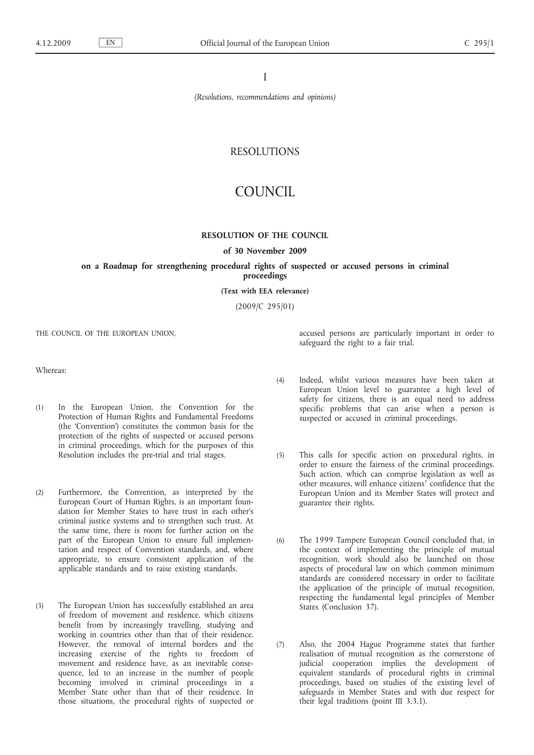I

*(Resolutions, recommendations and opinions)*

# RESOLUTIONS

# COUNCIL

## RESOLUTION OF THE COUNCIL

### of 30 November 2009

### on a Roadmap for strengthening procedural rights of suspected or accused persons in criminal proceedings

**(Text with EEA relevance)**

(2009/C 295/01)

THE COUNCIL OF THE EUROPEAN UNION,

Whereas:

(1) In the European Union, the Convention for the Protection of Human Rights and Fundamental Freedoms (the 'Convention') constitutes the common basis for the protection of the rights of suspected or accused persons in criminal proceedings, which for the purposes of this Resolution includes the pre-trial and trial stages.

(2) Furthermore, the Convention, as interpreted by the European Court of Human Rights, is an important foundation for Member States to have trust in each other's criminal justice systems and to strengthen such trust. At the same time, there is room for further action on the part of the European Union to ensure full implementation and respect of Convention standards, and, where appropriate, to ensure consistent application of the applicable standards and to raise existing standards.

(3) The European Union has successfully established an area of freedom of movement and residence, which citizens benefit from by increasingly travelling, studying and working in countries other than that of their residence. However, the removal of internal borders and the increasing exercise of the rights to freedom of movement and residence have, as an inevitable consequence, led to an increase in the number of people becoming involved in criminal proceedings in a Member State other than that of their residence. In those situations, the procedural rights of suspected or accused persons are particularly important in order to safeguard the right to a fair trial.

(4) Indeed, whilst various measures have been taken at European Union level to guarantee a high level of safety for citizens, there is an equal need to address specific problems that can arise when a person is suspected or accused in criminal proceedings.

(5) This calls for specific action on procedural rights, in order to ensure the fairness of the criminal proceedings. Such action, which can comprise legislation as well as other measures, will enhance citizens' confidence that the European Union and its Member States will protect and guarantee their rights.

(6) The 1999 Tampere European Council concluded that, in the context of implementing the principle of mutual recognition, work should also be launched on those aspects of procedural law on which common minimum standards are considered necessary in order to facilitate the application of the principle of mutual recognition, respecting the fundamental legal principles of Member States (Conclusion 37).

(7) Also, the 2004 Hague Programme states that further realisation of mutual recognition as the cornerstone of judicial cooperation implies the development of equivalent standards of procedural rights in criminal proceedings, based on studies of the existing level of safeguards in Member States and with due respect for their legal traditions (point III 3.3.1).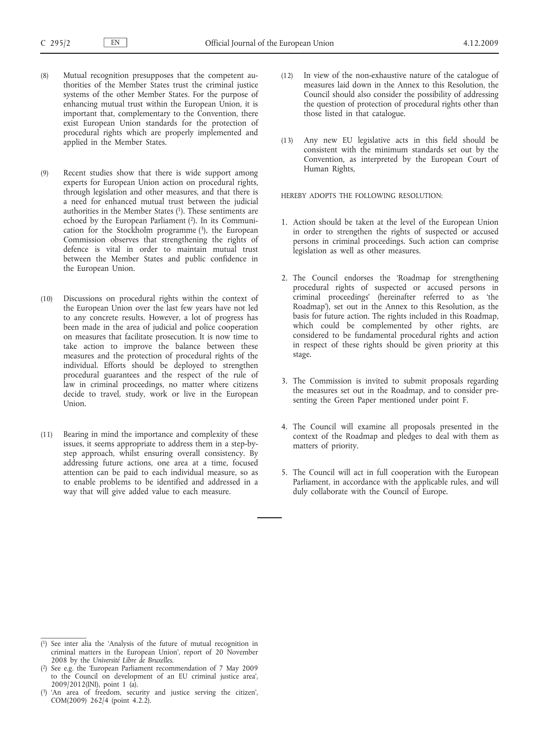(8) Mutual recognition presupposes that the competent authorities of the Member States trust the criminal justice systems of the other Member States. For the purpose of enhancing mutual trust within the European Union, it is important that, complementary to the Convention, there exist European Union standards for the protection of procedural rights which are properly implemented and applied in the Member States.

(9) Recent studies show that there is wide support among experts for European Union action on procedural rights, through legislation and other measures, and that there is a need for enhanced mutual trust between the judicial authorities in the Member States [1]. These sentiments are echoed by the European Parliament [2]. In its Communication for the Stockholm programme [3], the European Commission observes that strengthening the rights of defence is vital in order to maintain mutual trust between the Member States and public confidence in the European Union.

(10) Discussions on procedural rights within the context of the European Union over the last few years have not led to any concrete results. However, a lot of progress has been made in the area of judicial and police cooperation on measures that facilitate prosecution. It is now time to take action to improve the balance between these measures and the protection of procedural rights of the individual. Efforts should be deployed to strengthen procedural guarantees and the respect of the rule of law in criminal proceedings, no matter where citizens decide to travel, study, work or live in the European Union.

(11) Bearing in mind the importance and complexity of these issues, it seems appropriate to address them in a step-by-step approach, whilst ensuring overall consistency. By addressing future actions, one area at a time, focused attention can be paid to each individual measure, so as to enable problems to be identified and addressed in a way that will give added value to each measure.

(12) In view of the non-exhaustive nature of the catalogue of measures laid down in the Annex to this Resolution, the Council should also consider the possibility of addressing the question of protection of procedural rights other than those listed in that catalogue.

(13) Any new EU legislative acts in this field should be consistent with the minimum standards set out by the Convention, as interpreted by the European Court of Human Rights,

HEREBY ADOPTS THE FOLLOWING RESOLUTION:

1. Action should be taken at the level of the European Union in order to strengthen the rights of suspected or accused persons in criminal proceedings. Such action can comprise legislation as well as other measures.

2. The Council endorses the 'Roadmap for strengthening procedural rights of suspected or accused persons in criminal proceedings' (hereinafter referred to as 'the Roadmap'), set out in the Annex to this Resolution, as the basis for future action. The rights included in this Roadmap, which could be complemented by other rights, are considered to be fundamental procedural rights and action in respect of these rights should be given priority at this stage.

3. The Commission is invited to submit proposals regarding the measures set out in the Roadmap, and to consider presenting the Green Paper mentioned under point F.

4. The Council will examine all proposals presented in the context of the Roadmap and pledges to deal with them as matters of priority.

5. The Council will act in full cooperation with the European Parliament, in accordance with the applicable rules, and will duly collaborate with the Council of Europe.

---

[1] See inter alia the 'Analysis of the future of mutual recognition in criminal matters in the European Union', report of 20 November 2008 by the *Université Libre de Bruxelles*.

[2] See e.g. the 'European Parliament recommendation of 7 May 2009 to the Council on development of an EU criminal justice area', 2009/2012(INI), point 1 (a).

[3] 'An area of freedom, security and justice serving the citizen', COM(2009) 262/4 (point 4.2.2).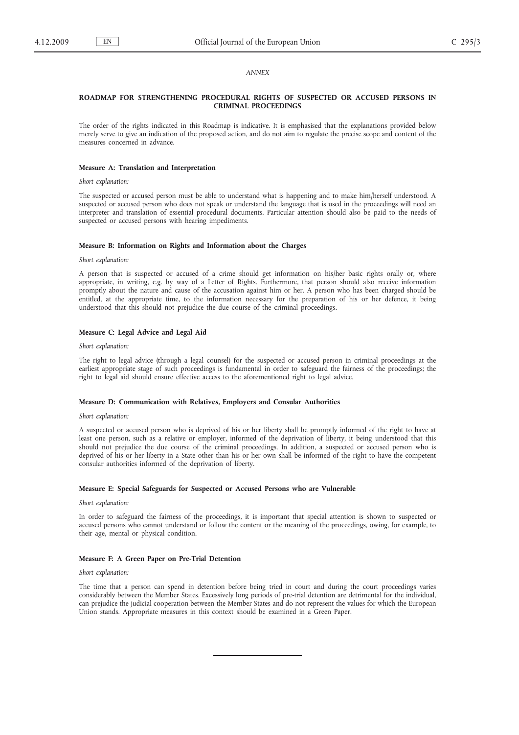*ANNEX*

## ROADMAP FOR STRENGTHENING PROCEDURAL RIGHTS OF SUSPECTED OR ACCUSED PERSONS IN CRIMINAL PROCEEDINGS

The order of the rights indicated in this Roadmap is indicative. It is emphasised that the explanations provided below merely serve to give an indication of the proposed action, and do not aim to regulate the precise scope and content of the measures concerned in advance.

### Measure A: Translation and Interpretation

*Short explanation:*

The suspected or accused person must be able to understand what is happening and to make him/herself understood. A suspected or accused person who does not speak or understand the language that is used in the proceedings will need an interpreter and translation of essential procedural documents. Particular attention should also be paid to the needs of suspected or accused persons with hearing impediments.

### Measure B: Information on Rights and Information about the Charges

*Short explanation:*

A person that is suspected or accused of a crime should get information on his/her basic rights orally or, where appropriate, in writing, e.g. by way of a Letter of Rights. Furthermore, that person should also receive information promptly about the nature and cause of the accusation against him or her. A person who has been charged should be entitled, at the appropriate time, to the information necessary for the preparation of his or her defence, it being understood that this should not prejudice the due course of the criminal proceedings.

### Measure C: Legal Advice and Legal Aid

*Short explanation:*

The right to legal advice (through a legal counsel) for the suspected or accused person in criminal proceedings at the earliest appropriate stage of such proceedings is fundamental in order to safeguard the fairness of the proceedings; the right to legal aid should ensure effective access to the aforementioned right to legal advice.

### Measure D: Communication with Relatives, Employers and Consular Authorities

*Short explanation:*

A suspected or accused person who is deprived of his or her liberty shall be promptly informed of the right to have at least one person, such as a relative or employer, informed of the deprivation of liberty, it being understood that this should not prejudice the due course of the criminal proceedings. In addition, a suspected or accused person who is deprived of his or her liberty in a State other than his or her own shall be informed of the right to have the competent consular authorities informed of the deprivation of liberty.

### Measure E: Special Safeguards for Suspected or Accused Persons who are Vulnerable

*Short explanation:*

In order to safeguard the fairness of the proceedings, it is important that special attention is shown to suspected or accused persons who cannot understand or follow the content or the meaning of the proceedings, owing, for example, to their age, mental or physical condition.

### Measure F: A Green Paper on Pre-Trial Detention

*Short explanation:*

The time that a person can spend in detention before being tried in court and during the court proceedings varies considerably between the Member States. Excessively long periods of pre-trial detention are detrimental for the individual, can prejudice the judicial cooperation between the Member States and do not represent the values for which the European Union stands. Appropriate measures in this context should be examined in a Green Paper.